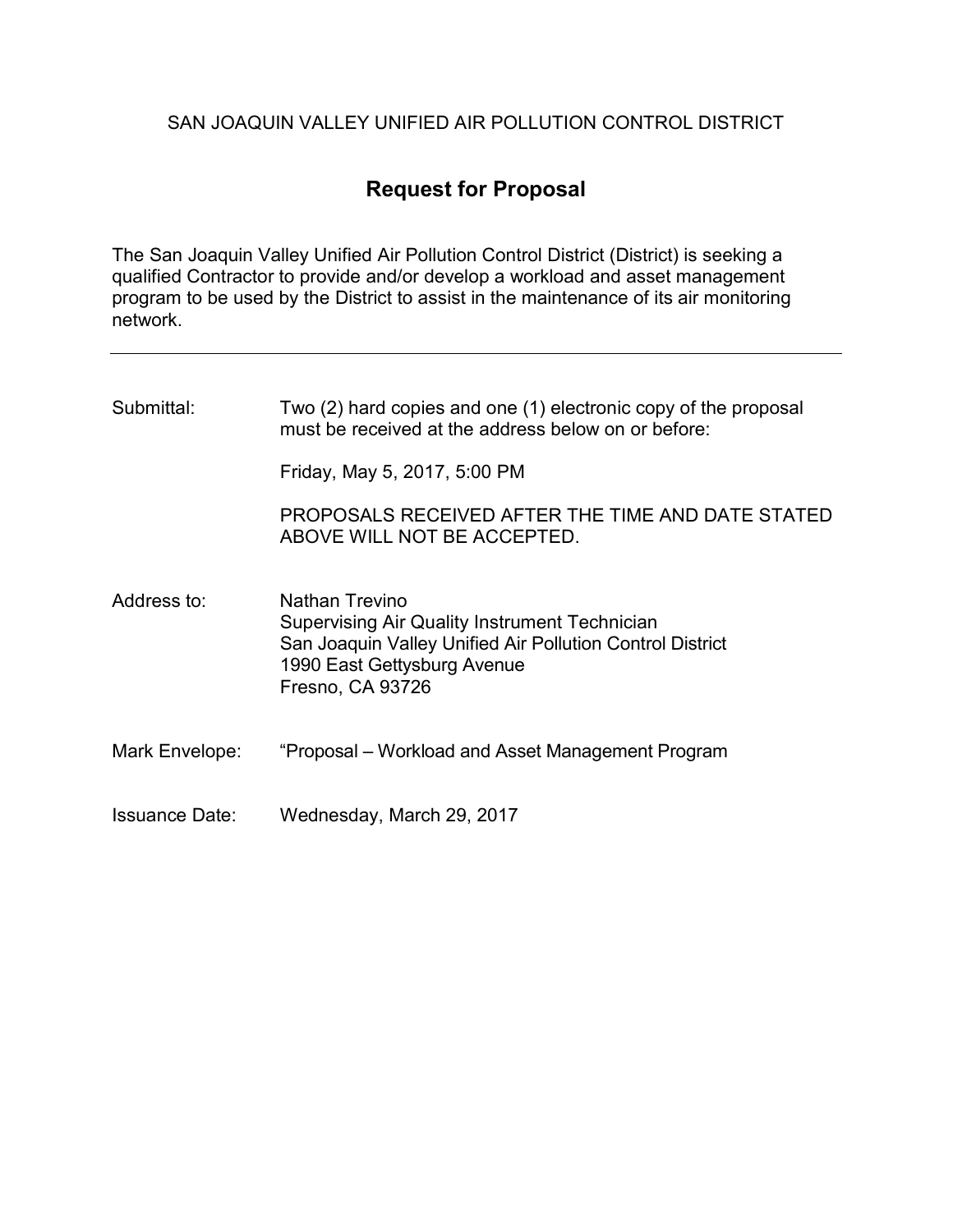SAN JOAQUIN VALLEY UNIFIED AIR POLLUTION CONTROL DISTRICT

# Request for Proposal

The San Joaquin Valley Unified Air Pollution Control District (District) is seeking a qualified Contractor to provide and/or develop a workload and asset management program to be used by the District to assist in the maintenance of its air monitoring network.

---

Submittal: Two (2) hard copies and one (1) electronic copy of the proposal must be received at the address below on or before:

Friday, May 5, 2017, 5:00 PM

PROPOSALS RECEIVED AFTER THE TIME AND DATE STATED ABOVE WILL NOT BE ACCEPTED.

Address to: Nathan Trevino
Supervising Air Quality Instrument Technician
San Joaquin Valley Unified Air Pollution Control District
1990 East Gettysburg Avenue
Fresno, CA 93726

Mark Envelope: "Proposal – Workload and Asset Management Program

Issuance Date: Wednesday, March 29, 2017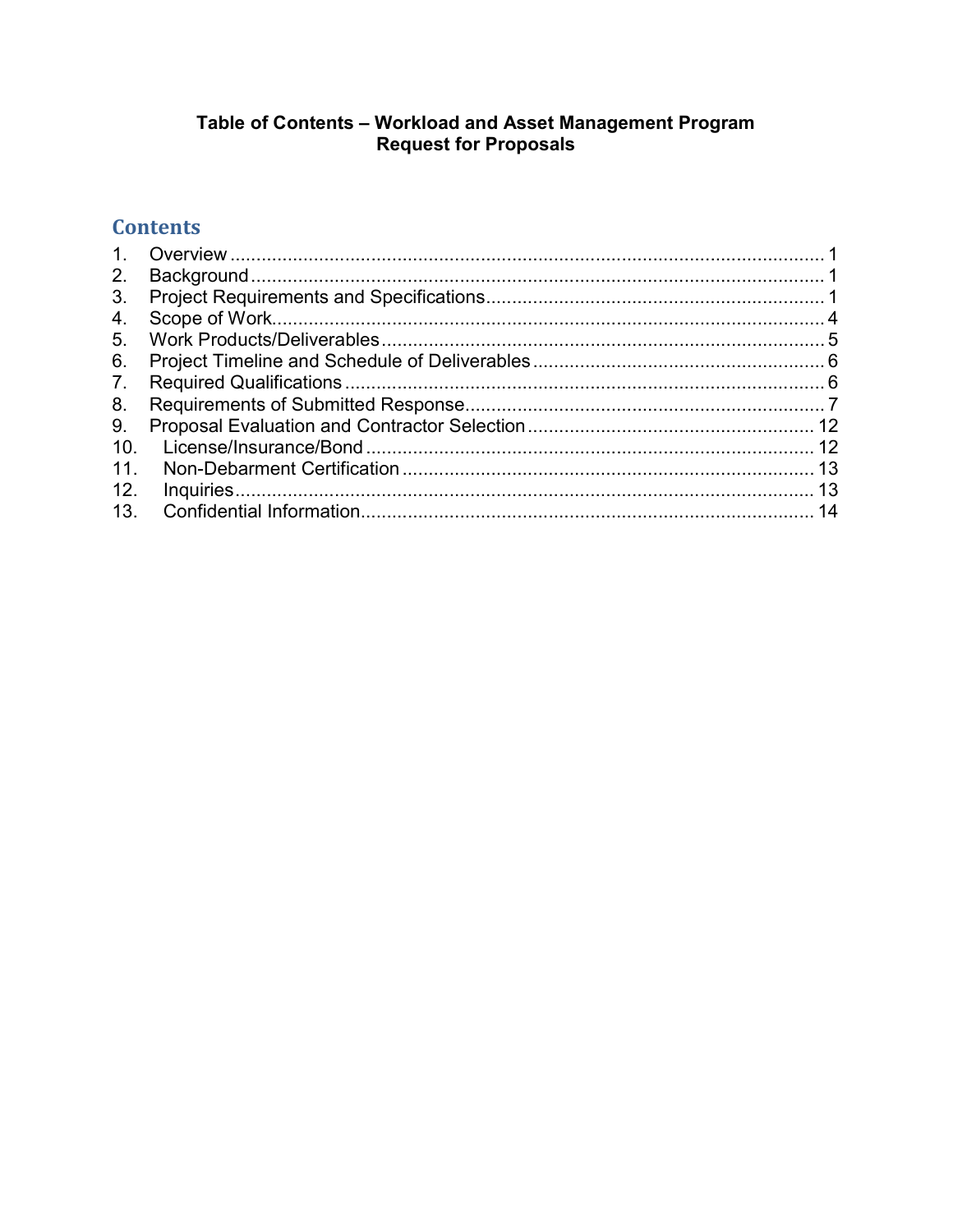**Table of Contents – Workload and Asset Management Program**
**Request for Proposals**

## Contents

1. Overview ..... 1
2. Background ..... 1
3. Project Requirements and Specifications ..... 1
4. Scope of Work ..... 4
5. Work Products/Deliverables ..... 5
6. Project Timeline and Schedule of Deliverables ..... 6
7. Required Qualifications ..... 6
8. Requirements of Submitted Response ..... 7
9. Proposal Evaluation and Contractor Selection ..... 12
10. License/Insurance/Bond ..... 12
11. Non-Debarment Certification ..... 13
12. Inquiries ..... 13
13. Confidential Information ..... 14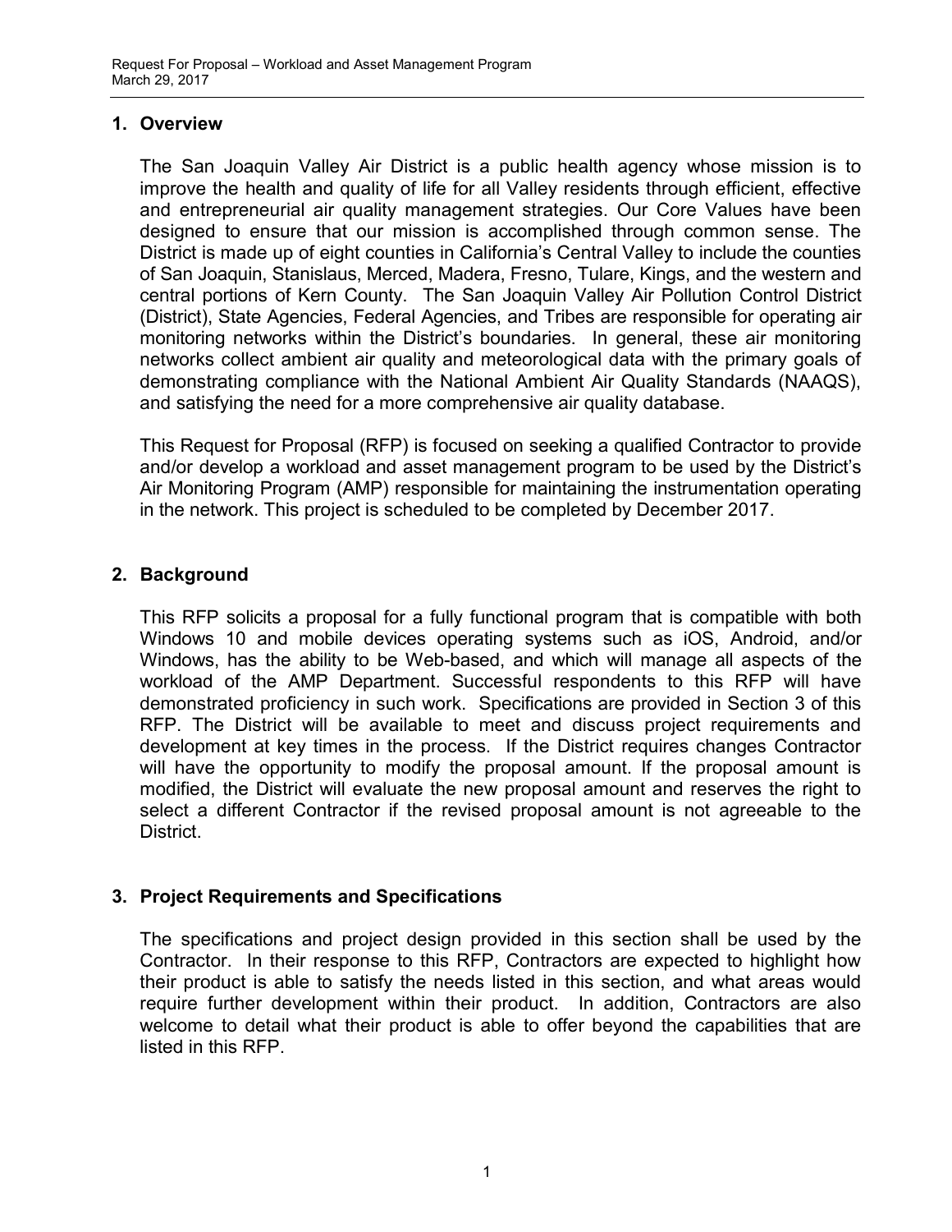## 1. Overview

The San Joaquin Valley Air District is a public health agency whose mission is to improve the health and quality of life for all Valley residents through efficient, effective and entrepreneurial air quality management strategies. Our Core Values have been designed to ensure that our mission is accomplished through common sense. The District is made up of eight counties in California's Central Valley to include the counties of San Joaquin, Stanislaus, Merced, Madera, Fresno, Tulare, Kings, and the western and central portions of Kern County. The San Joaquin Valley Air Pollution Control District (District), State Agencies, Federal Agencies, and Tribes are responsible for operating air monitoring networks within the District's boundaries. In general, these air monitoring networks collect ambient air quality and meteorological data with the primary goals of demonstrating compliance with the National Ambient Air Quality Standards (NAAQS), and satisfying the need for a more comprehensive air quality database.

This Request for Proposal (RFP) is focused on seeking a qualified Contractor to provide and/or develop a workload and asset management program to be used by the District's Air Monitoring Program (AMP) responsible for maintaining the instrumentation operating in the network. This project is scheduled to be completed by December 2017.

## 2. Background

This RFP solicits a proposal for a fully functional program that is compatible with both Windows 10 and mobile devices operating systems such as iOS, Android, and/or Windows, has the ability to be Web-based, and which will manage all aspects of the workload of the AMP Department. Successful respondents to this RFP will have demonstrated proficiency in such work. Specifications are provided in Section 3 of this RFP. The District will be available to meet and discuss project requirements and development at key times in the process. If the District requires changes Contractor will have the opportunity to modify the proposal amount. If the proposal amount is modified, the District will evaluate the new proposal amount and reserves the right to select a different Contractor if the revised proposal amount is not agreeable to the District.

## 3. Project Requirements and Specifications

The specifications and project design provided in this section shall be used by the Contractor. In their response to this RFP, Contractors are expected to highlight how their product is able to satisfy the needs listed in this section, and what areas would require further development within their product. In addition, Contractors are also welcome to detail what their product is able to offer beyond the capabilities that are listed in this RFP.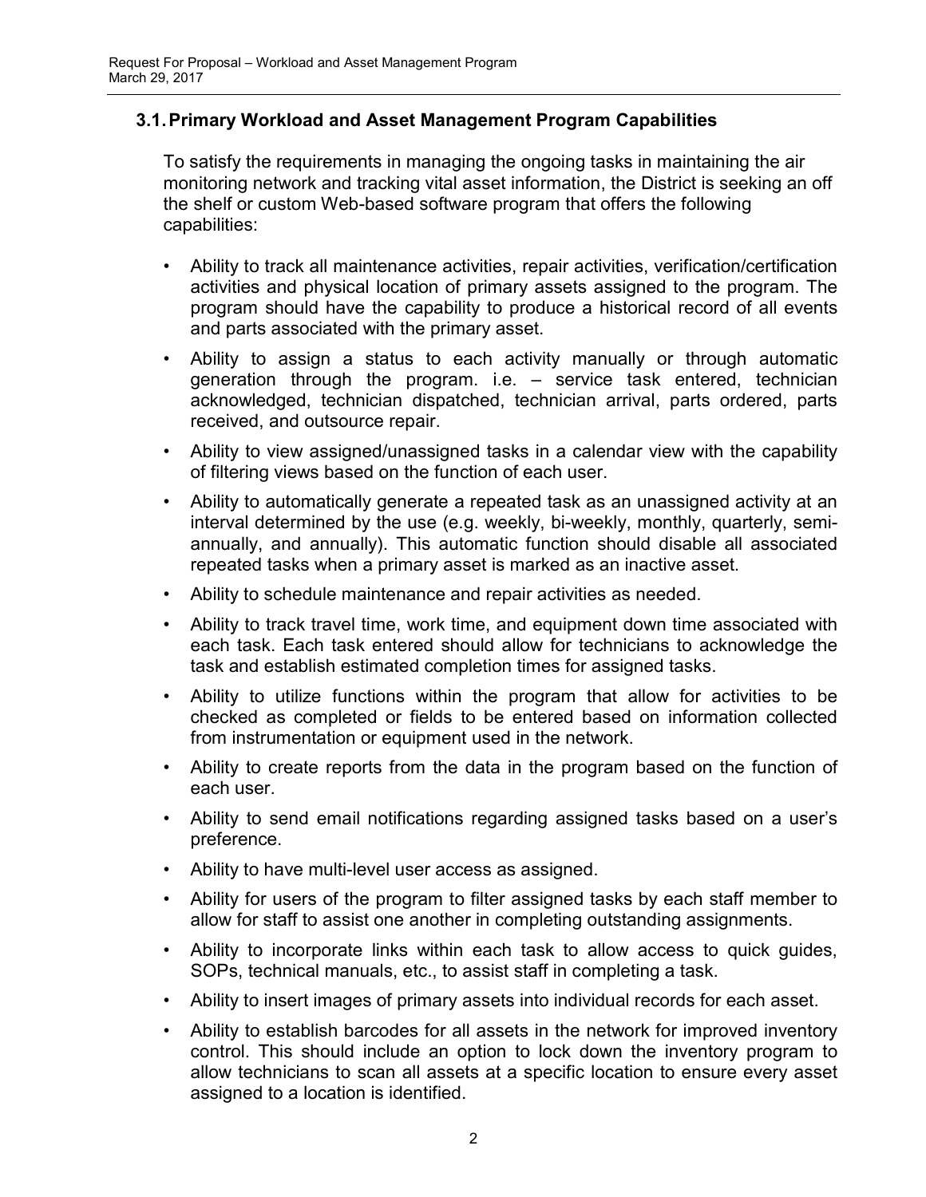### 3.1. Primary Workload and Asset Management Program Capabilities

To satisfy the requirements in managing the ongoing tasks in maintaining the air monitoring network and tracking vital asset information, the District is seeking an off the shelf or custom Web-based software program that offers the following capabilities:

- Ability to track all maintenance activities, repair activities, verification/certification activities and physical location of primary assets assigned to the program. The program should have the capability to produce a historical record of all events and parts associated with the primary asset.
- Ability to assign a status to each activity manually or through automatic generation through the program. i.e. – service task entered, technician acknowledged, technician dispatched, technician arrival, parts ordered, parts received, and outsource repair.
- Ability to view assigned/unassigned tasks in a calendar view with the capability of filtering views based on the function of each user.
- Ability to automatically generate a repeated task as an unassigned activity at an interval determined by the use (e.g. weekly, bi-weekly, monthly, quarterly, semi-annually, and annually). This automatic function should disable all associated repeated tasks when a primary asset is marked as an inactive asset.
- Ability to schedule maintenance and repair activities as needed.
- Ability to track travel time, work time, and equipment down time associated with each task. Each task entered should allow for technicians to acknowledge the task and establish estimated completion times for assigned tasks.
- Ability to utilize functions within the program that allow for activities to be checked as completed or fields to be entered based on information collected from instrumentation or equipment used in the network.
- Ability to create reports from the data in the program based on the function of each user.
- Ability to send email notifications regarding assigned tasks based on a user's preference.
- Ability to have multi-level user access as assigned.
- Ability for users of the program to filter assigned tasks by each staff member to allow for staff to assist one another in completing outstanding assignments.
- Ability to incorporate links within each task to allow access to quick guides, SOPs, technical manuals, etc., to assist staff in completing a task.
- Ability to insert images of primary assets into individual records for each asset.
- Ability to establish barcodes for all assets in the network for improved inventory control. This should include an option to lock down the inventory program to allow technicians to scan all assets at a specific location to ensure every asset assigned to a location is identified.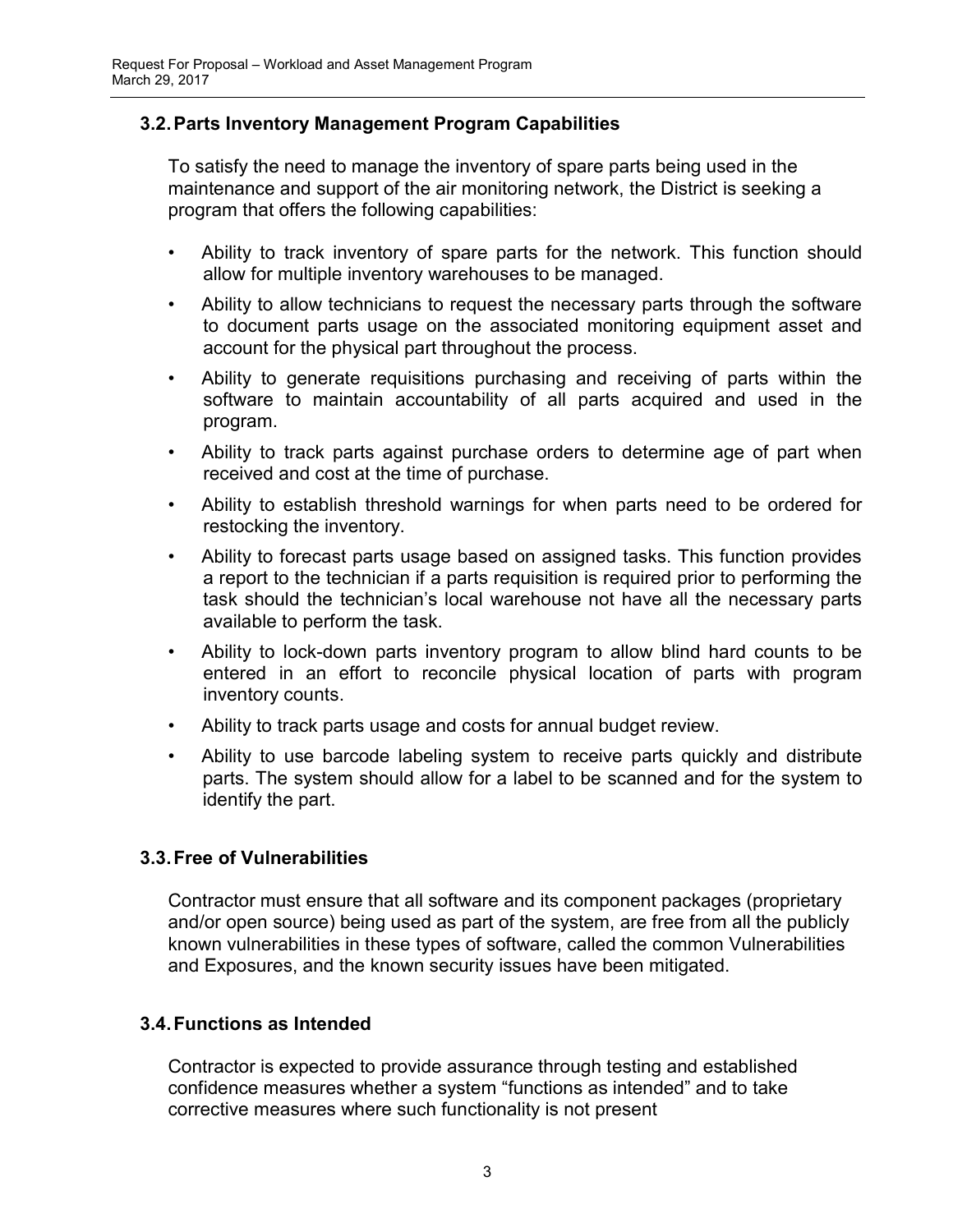### 3.2. Parts Inventory Management Program Capabilities

To satisfy the need to manage the inventory of spare parts being used in the maintenance and support of the air monitoring network, the District is seeking a program that offers the following capabilities:

- Ability to track inventory of spare parts for the network. This function should allow for multiple inventory warehouses to be managed.
- Ability to allow technicians to request the necessary parts through the software to document parts usage on the associated monitoring equipment asset and account for the physical part throughout the process.
- Ability to generate requisitions purchasing and receiving of parts within the software to maintain accountability of all parts acquired and used in the program.
- Ability to track parts against purchase orders to determine age of part when received and cost at the time of purchase.
- Ability to establish threshold warnings for when parts need to be ordered for restocking the inventory.
- Ability to forecast parts usage based on assigned tasks. This function provides a report to the technician if a parts requisition is required prior to performing the task should the technician's local warehouse not have all the necessary parts available to perform the task.
- Ability to lock-down parts inventory program to allow blind hard counts to be entered in an effort to reconcile physical location of parts with program inventory counts.
- Ability to track parts usage and costs for annual budget review.
- Ability to use barcode labeling system to receive parts quickly and distribute parts. The system should allow for a label to be scanned and for the system to identify the part.

### 3.3. Free of Vulnerabilities

Contractor must ensure that all software and its component packages (proprietary and/or open source) being used as part of the system, are free from all the publicly known vulnerabilities in these types of software, called the common Vulnerabilities and Exposures, and the known security issues have been mitigated.

### 3.4. Functions as Intended

Contractor is expected to provide assurance through testing and established confidence measures whether a system "functions as intended" and to take corrective measures where such functionality is not present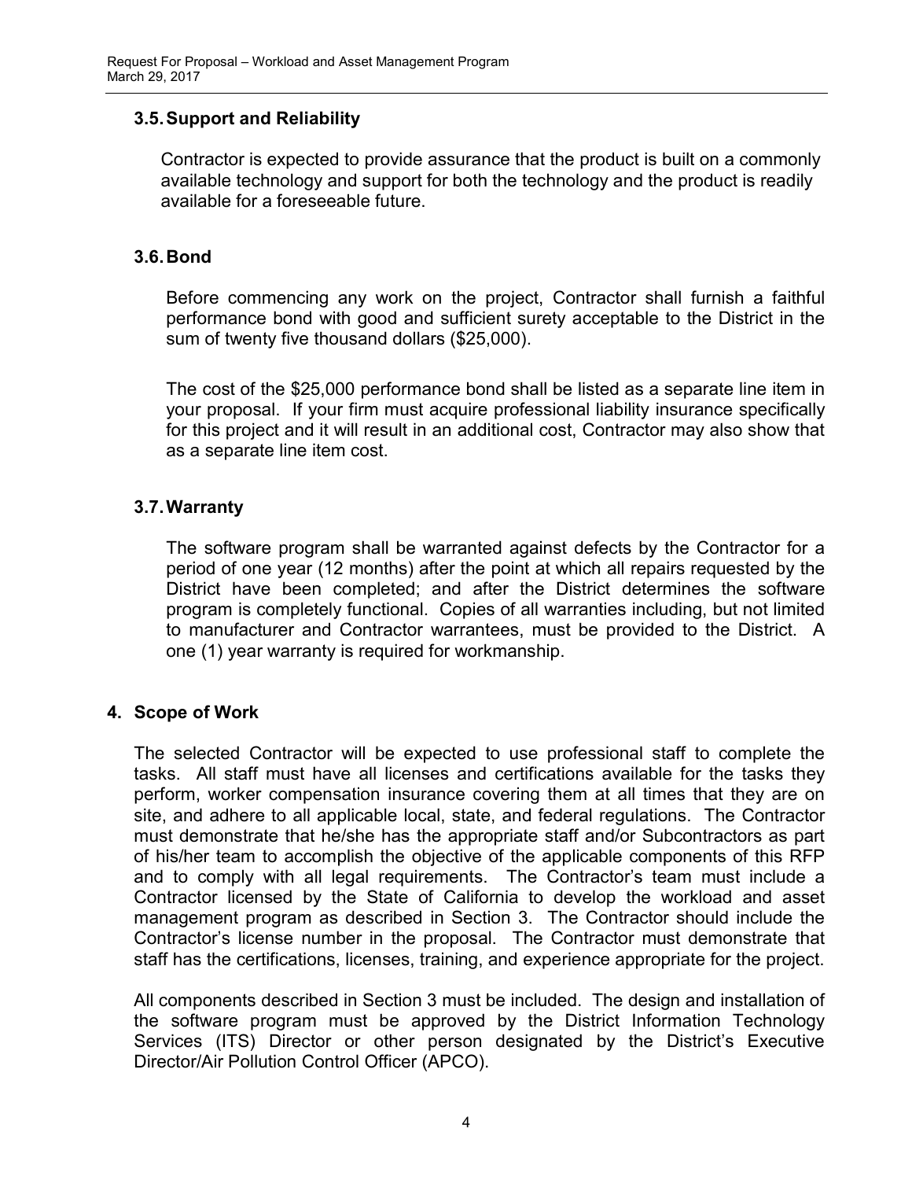### 3.5. Support and Reliability

Contractor is expected to provide assurance that the product is built on a commonly available technology and support for both the technology and the product is readily available for a foreseeable future.

### 3.6. Bond

Before commencing any work on the project, Contractor shall furnish a faithful performance bond with good and sufficient surety acceptable to the District in the sum of twenty five thousand dollars ($25,000).

The cost of the $25,000 performance bond shall be listed as a separate line item in your proposal. If your firm must acquire professional liability insurance specifically for this project and it will result in an additional cost, Contractor may also show that as a separate line item cost.

### 3.7. Warranty

The software program shall be warranted against defects by the Contractor for a period of one year (12 months) after the point at which all repairs requested by the District have been completed; and after the District determines the software program is completely functional. Copies of all warranties including, but not limited to manufacturer and Contractor warrantees, must be provided to the District. A one (1) year warranty is required for workmanship.

## 4. Scope of Work

The selected Contractor will be expected to use professional staff to complete the tasks. All staff must have all licenses and certifications available for the tasks they perform, worker compensation insurance covering them at all times that they are on site, and adhere to all applicable local, state, and federal regulations. The Contractor must demonstrate that he/she has the appropriate staff and/or Subcontractors as part of his/her team to accomplish the objective of the applicable components of this RFP and to comply with all legal requirements. The Contractor's team must include a Contractor licensed by the State of California to develop the workload and asset management program as described in Section 3. The Contractor should include the Contractor's license number in the proposal. The Contractor must demonstrate that staff has the certifications, licenses, training, and experience appropriate for the project.

All components described in Section 3 must be included. The design and installation of the software program must be approved by the District Information Technology Services (ITS) Director or other person designated by the District's Executive Director/Air Pollution Control Officer (APCO).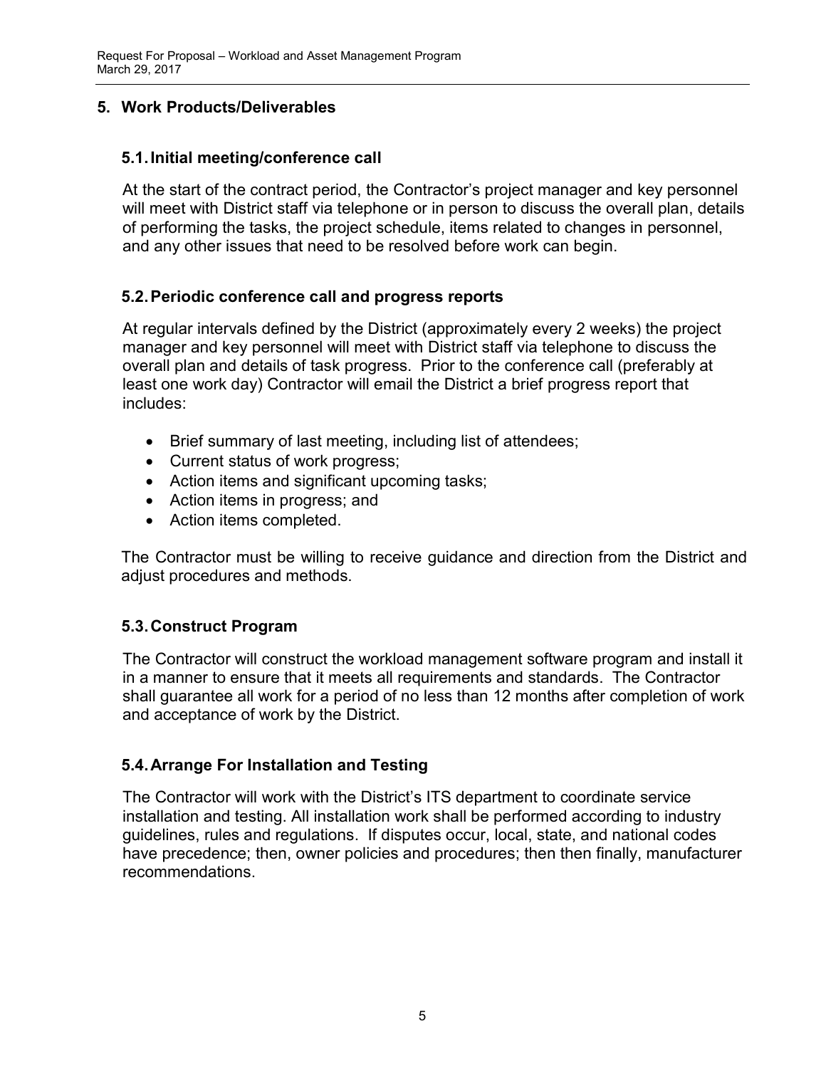## 5. Work Products/Deliverables

### 5.1. Initial meeting/conference call

At the start of the contract period, the Contractor's project manager and key personnel will meet with District staff via telephone or in person to discuss the overall plan, details of performing the tasks, the project schedule, items related to changes in personnel, and any other issues that need to be resolved before work can begin.

### 5.2. Periodic conference call and progress reports

At regular intervals defined by the District (approximately every 2 weeks) the project manager and key personnel will meet with District staff via telephone to discuss the overall plan and details of task progress. Prior to the conference call (preferably at least one work day) Contractor will email the District a brief progress report that includes:

- Brief summary of last meeting, including list of attendees;
- Current status of work progress;
- Action items and significant upcoming tasks;
- Action items in progress; and
- Action items completed.

The Contractor must be willing to receive guidance and direction from the District and adjust procedures and methods.

### 5.3. Construct Program

The Contractor will construct the workload management software program and install it in a manner to ensure that it meets all requirements and standards. The Contractor shall guarantee all work for a period of no less than 12 months after completion of work and acceptance of work by the District.

### 5.4. Arrange For Installation and Testing

The Contractor will work with the District's ITS department to coordinate service installation and testing. All installation work shall be performed according to industry guidelines, rules and regulations. If disputes occur, local, state, and national codes have precedence; then, owner policies and procedures; then then finally, manufacturer recommendations.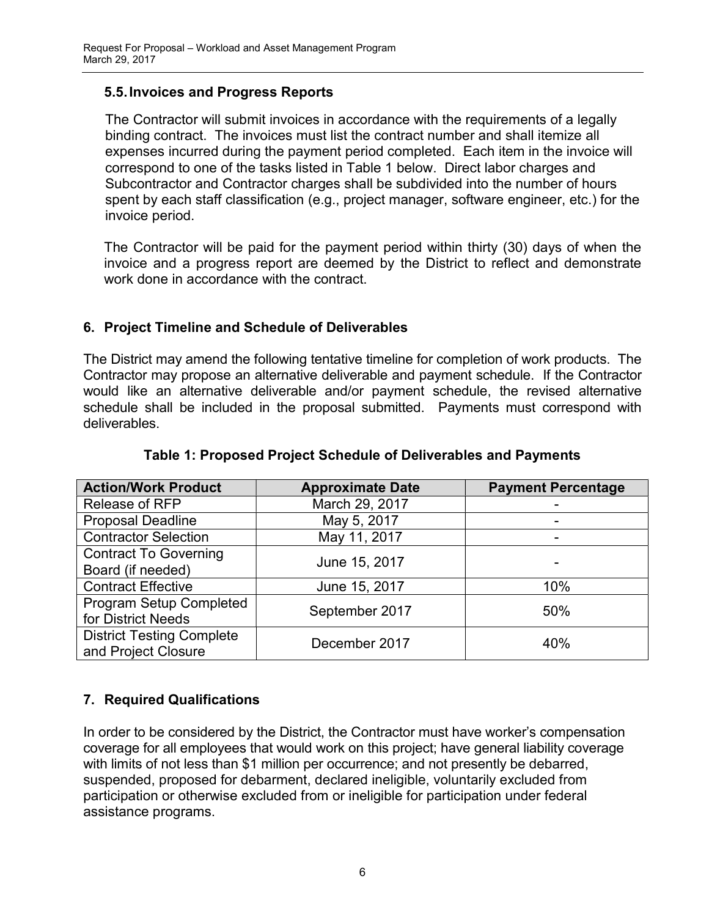### 5.5. Invoices and Progress Reports

The Contractor will submit invoices in accordance with the requirements of a legally binding contract. The invoices must list the contract number and shall itemize all expenses incurred during the payment period completed. Each item in the invoice will correspond to one of the tasks listed in Table 1 below. Direct labor charges and Subcontractor and Contractor charges shall be subdivided into the number of hours spent by each staff classification (e.g., project manager, software engineer, etc.) for the invoice period.

The Contractor will be paid for the payment period within thirty (30) days of when the invoice and a progress report are deemed by the District to reflect and demonstrate work done in accordance with the contract.

## 6. Project Timeline and Schedule of Deliverables

The District may amend the following tentative timeline for completion of work products. The Contractor may propose an alternative deliverable and payment schedule. If the Contractor would like an alternative deliverable and/or payment schedule, the revised alternative schedule shall be included in the proposal submitted. Payments must correspond with deliverables.

**Table 1: Proposed Project Schedule of Deliverables and Payments**

| Action/Work Product | Approximate Date | Payment Percentage |
|---|---|---|
| Release of RFP | March 29, 2017 | - |
| Proposal Deadline | May 5, 2017 | - |
| Contractor Selection | May 11, 2017 | - |
| Contract To Governing Board (if needed) | June 15, 2017 | - |
| Contract Effective | June 15, 2017 | 10% |
| Program Setup Completed for District Needs | September 2017 | 50% |
| District Testing Complete and Project Closure | December 2017 | 40% |

## 7. Required Qualifications

In order to be considered by the District, the Contractor must have worker's compensation coverage for all employees that would work on this project; have general liability coverage with limits of not less than $1 million per occurrence; and not presently be debarred, suspended, proposed for debarment, declared ineligible, voluntarily excluded from participation or otherwise excluded from or ineligible for participation under federal assistance programs.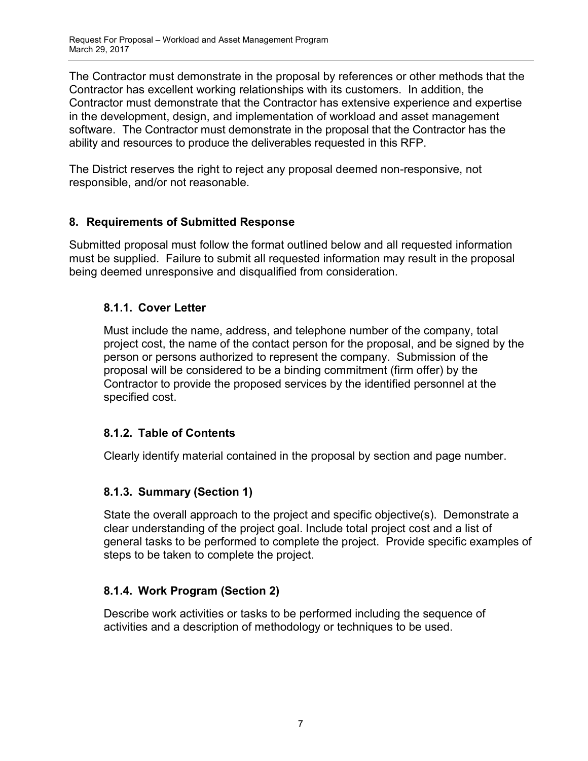The Contractor must demonstrate in the proposal by references or other methods that the Contractor has excellent working relationships with its customers. In addition, the Contractor must demonstrate that the Contractor has extensive experience and expertise in the development, design, and implementation of workload and asset management software. The Contractor must demonstrate in the proposal that the Contractor has the ability and resources to produce the deliverables requested in this RFP.

The District reserves the right to reject any proposal deemed non-responsive, not responsible, and/or not reasonable.

## 8. Requirements of Submitted Response

Submitted proposal must follow the format outlined below and all requested information must be supplied. Failure to submit all requested information may result in the proposal being deemed unresponsive and disqualified from consideration.

### 8.1.1. Cover Letter

Must include the name, address, and telephone number of the company, total project cost, the name of the contact person for the proposal, and be signed by the person or persons authorized to represent the company. Submission of the proposal will be considered to be a binding commitment (firm offer) by the Contractor to provide the proposed services by the identified personnel at the specified cost.

### 8.1.2. Table of Contents

Clearly identify material contained in the proposal by section and page number.

### 8.1.3. Summary (Section 1)

State the overall approach to the project and specific objective(s). Demonstrate a clear understanding of the project goal. Include total project cost and a list of general tasks to be performed to complete the project. Provide specific examples of steps to be taken to complete the project.

### 8.1.4. Work Program (Section 2)

Describe work activities or tasks to be performed including the sequence of activities and a description of methodology or techniques to be used.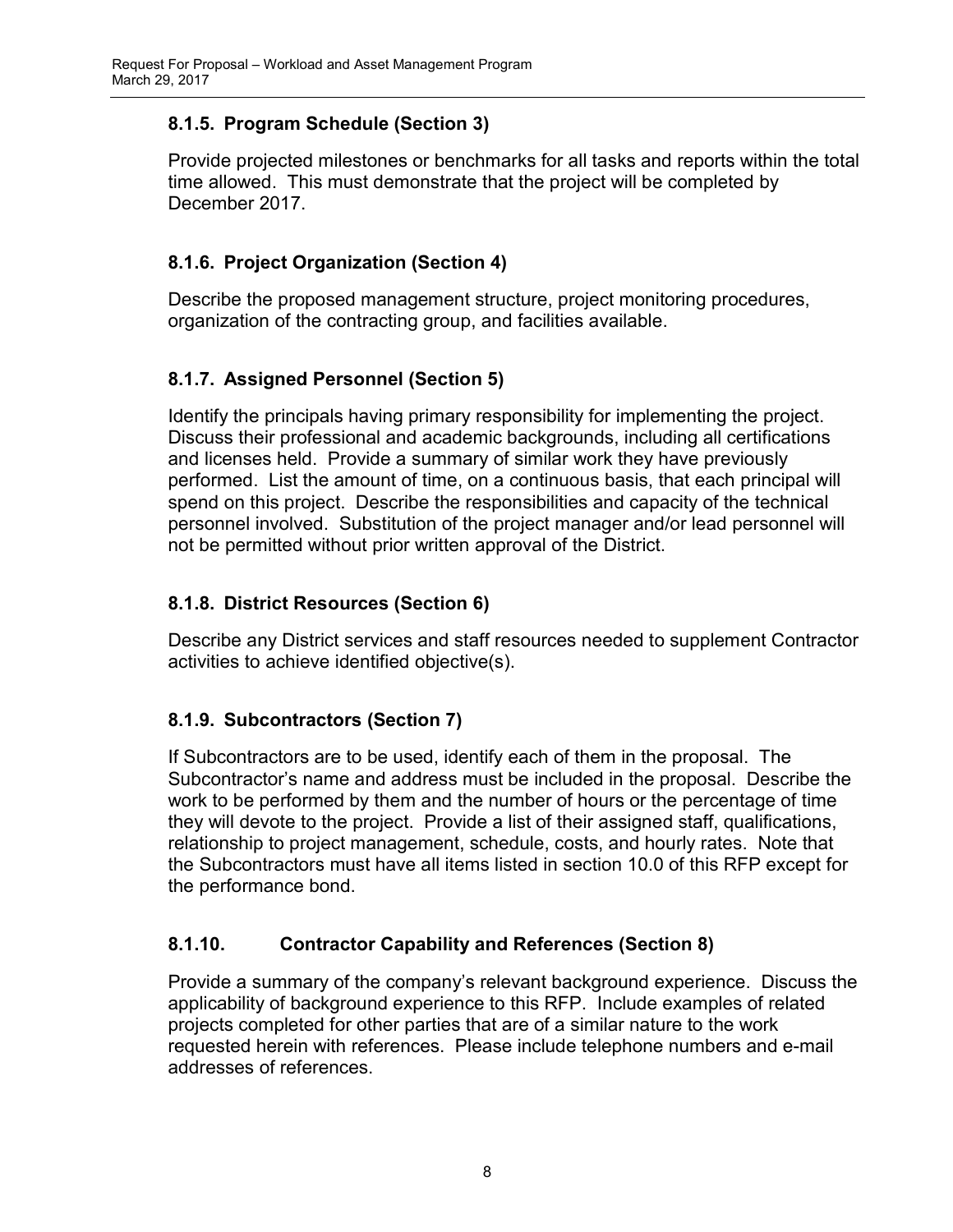### 8.1.5. Program Schedule (Section 3)

Provide projected milestones or benchmarks for all tasks and reports within the total time allowed. This must demonstrate that the project will be completed by December 2017.

### 8.1.6. Project Organization (Section 4)

Describe the proposed management structure, project monitoring procedures, organization of the contracting group, and facilities available.

### 8.1.7. Assigned Personnel (Section 5)

Identify the principals having primary responsibility for implementing the project. Discuss their professional and academic backgrounds, including all certifications and licenses held. Provide a summary of similar work they have previously performed. List the amount of time, on a continuous basis, that each principal will spend on this project. Describe the responsibilities and capacity of the technical personnel involved. Substitution of the project manager and/or lead personnel will not be permitted without prior written approval of the District.

### 8.1.8. District Resources (Section 6)

Describe any District services and staff resources needed to supplement Contractor activities to achieve identified objective(s).

### 8.1.9. Subcontractors (Section 7)

If Subcontractors are to be used, identify each of them in the proposal. The Subcontractor's name and address must be included in the proposal. Describe the work to be performed by them and the number of hours or the percentage of time they will devote to the project. Provide a list of their assigned staff, qualifications, relationship to project management, schedule, costs, and hourly rates. Note that the Subcontractors must have all items listed in section 10.0 of this RFP except for the performance bond.

### 8.1.10. Contractor Capability and References (Section 8)

Provide a summary of the company's relevant background experience. Discuss the applicability of background experience to this RFP. Include examples of related projects completed for other parties that are of a similar nature to the work requested herein with references. Please include telephone numbers and e-mail addresses of references.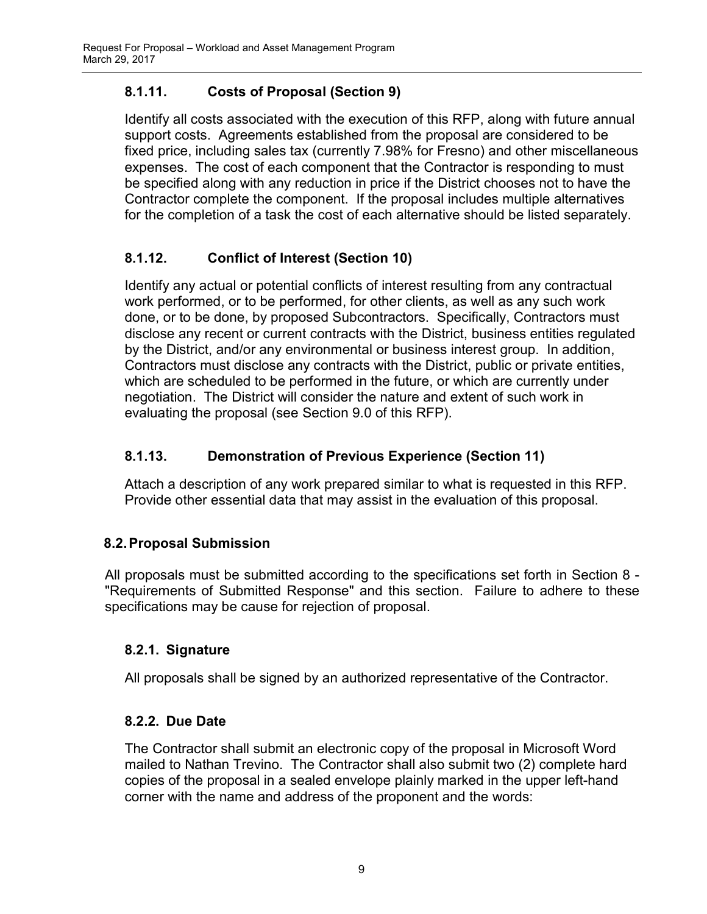### 8.1.11. Costs of Proposal (Section 9)

Identify all costs associated with the execution of this RFP, along with future annual support costs. Agreements established from the proposal are considered to be fixed price, including sales tax (currently 7.98% for Fresno) and other miscellaneous expenses. The cost of each component that the Contractor is responding to must be specified along with any reduction in price if the District chooses not to have the Contractor complete the component. If the proposal includes multiple alternatives for the completion of a task the cost of each alternative should be listed separately.

### 8.1.12. Conflict of Interest (Section 10)

Identify any actual or potential conflicts of interest resulting from any contractual work performed, or to be performed, for other clients, as well as any such work done, or to be done, by proposed Subcontractors. Specifically, Contractors must disclose any recent or current contracts with the District, business entities regulated by the District, and/or any environmental or business interest group. In addition, Contractors must disclose any contracts with the District, public or private entities, which are scheduled to be performed in the future, or which are currently under negotiation. The District will consider the nature and extent of such work in evaluating the proposal (see Section 9.0 of this RFP).

### 8.1.13. Demonstration of Previous Experience (Section 11)

Attach a description of any work prepared similar to what is requested in this RFP. Provide other essential data that may assist in the evaluation of this proposal.

## 8.2. Proposal Submission

All proposals must be submitted according to the specifications set forth in Section 8 - "Requirements of Submitted Response" and this section. Failure to adhere to these specifications may be cause for rejection of proposal.

### 8.2.1. Signature

All proposals shall be signed by an authorized representative of the Contractor.

### 8.2.2. Due Date

The Contractor shall submit an electronic copy of the proposal in Microsoft Word mailed to Nathan Trevino. The Contractor shall also submit two (2) complete hard copies of the proposal in a sealed envelope plainly marked in the upper left-hand corner with the name and address of the proponent and the words: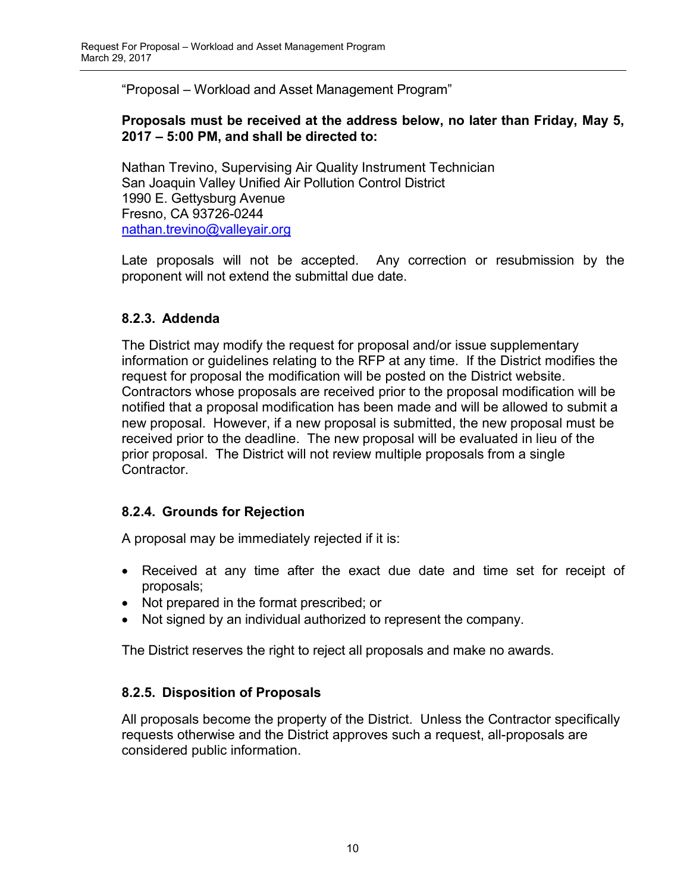"Proposal – Workload and Asset Management Program"

**Proposals must be received at the address below, no later than Friday, May 5, 2017 – 5:00 PM, and shall be directed to:**

Nathan Trevino, Supervising Air Quality Instrument Technician
San Joaquin Valley Unified Air Pollution Control District
1990 E. Gettysburg Avenue
Fresno, CA 93726-0244
nathan.trevino@valleyair.org

Late proposals will not be accepted. Any correction or resubmission by the proponent will not extend the submittal due date.

### 8.2.3. Addenda

The District may modify the request for proposal and/or issue supplementary information or guidelines relating to the RFP at any time. If the District modifies the request for proposal the modification will be posted on the District website. Contractors whose proposals are received prior to the proposal modification will be notified that a proposal modification has been made and will be allowed to submit a new proposal. However, if a new proposal is submitted, the new proposal must be received prior to the deadline. The new proposal will be evaluated in lieu of the prior proposal. The District will not review multiple proposals from a single Contractor.

### 8.2.4. Grounds for Rejection

A proposal may be immediately rejected if it is:

- Received at any time after the exact due date and time set for receipt of proposals;
- Not prepared in the format prescribed; or
- Not signed by an individual authorized to represent the company.

The District reserves the right to reject all proposals and make no awards.

### 8.2.5. Disposition of Proposals

All proposals become the property of the District. Unless the Contractor specifically requests otherwise and the District approves such a request, all-proposals are considered public information.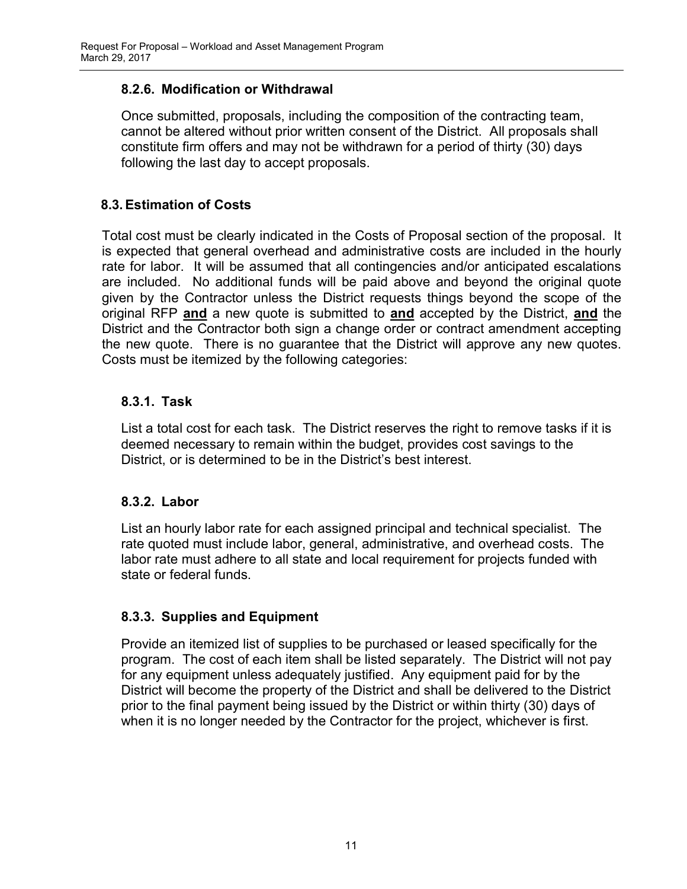### 8.2.6. Modification or Withdrawal

Once submitted, proposals, including the composition of the contracting team, cannot be altered without prior written consent of the District. All proposals shall constitute firm offers and may not be withdrawn for a period of thirty (30) days following the last day to accept proposals.

## 8.3. Estimation of Costs

Total cost must be clearly indicated in the Costs of Proposal section of the proposal. It is expected that general overhead and administrative costs are included in the hourly rate for labor. It will be assumed that all contingencies and/or anticipated escalations are included. No additional funds will be paid above and beyond the original quote given by the Contractor unless the District requests things beyond the scope of the original RFP **and** a new quote is submitted to **and** accepted by the District, **and** the District and the Contractor both sign a change order or contract amendment accepting the new quote. There is no guarantee that the District will approve any new quotes. Costs must be itemized by the following categories:

### 8.3.1. Task

List a total cost for each task. The District reserves the right to remove tasks if it is deemed necessary to remain within the budget, provides cost savings to the District, or is determined to be in the District's best interest.

### 8.3.2. Labor

List an hourly labor rate for each assigned principal and technical specialist. The rate quoted must include labor, general, administrative, and overhead costs. The labor rate must adhere to all state and local requirement for projects funded with state or federal funds.

### 8.3.3. Supplies and Equipment

Provide an itemized list of supplies to be purchased or leased specifically for the program. The cost of each item shall be listed separately. The District will not pay for any equipment unless adequately justified. Any equipment paid for by the District will become the property of the District and shall be delivered to the District prior to the final payment being issued by the District or within thirty (30) days of when it is no longer needed by the Contractor for the project, whichever is first.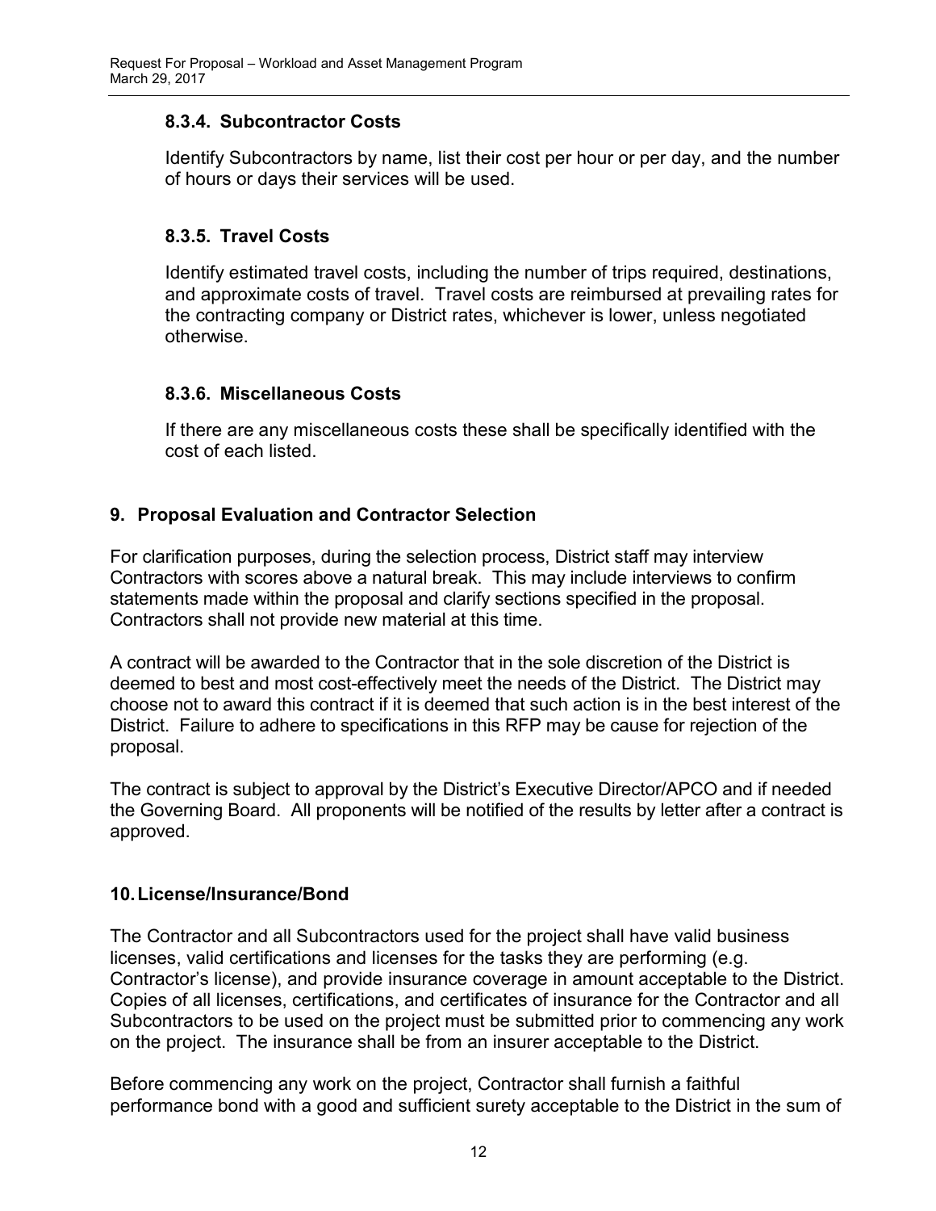### 8.3.4. Subcontractor Costs

Identify Subcontractors by name, list their cost per hour or per day, and the number of hours or days their services will be used.

### 8.3.5. Travel Costs

Identify estimated travel costs, including the number of trips required, destinations, and approximate costs of travel. Travel costs are reimbursed at prevailing rates for the contracting company or District rates, whichever is lower, unless negotiated otherwise.

### 8.3.6. Miscellaneous Costs

If there are any miscellaneous costs these shall be specifically identified with the cost of each listed.

## 9. Proposal Evaluation and Contractor Selection

For clarification purposes, during the selection process, District staff may interview Contractors with scores above a natural break. This may include interviews to confirm statements made within the proposal and clarify sections specified in the proposal. Contractors shall not provide new material at this time.

A contract will be awarded to the Contractor that in the sole discretion of the District is deemed to best and most cost-effectively meet the needs of the District. The District may choose not to award this contract if it is deemed that such action is in the best interest of the District. Failure to adhere to specifications in this RFP may be cause for rejection of the proposal.

The contract is subject to approval by the District's Executive Director/APCO and if needed the Governing Board. All proponents will be notified of the results by letter after a contract is approved.

## 10. License/Insurance/Bond

The Contractor and all Subcontractors used for the project shall have valid business licenses, valid certifications and licenses for the tasks they are performing (e.g. Contractor's license), and provide insurance coverage in amount acceptable to the District. Copies of all licenses, certifications, and certificates of insurance for the Contractor and all Subcontractors to be used on the project must be submitted prior to commencing any work on the project. The insurance shall be from an insurer acceptable to the District.

Before commencing any work on the project, Contractor shall furnish a faithful performance bond with a good and sufficient surety acceptable to the District in the sum of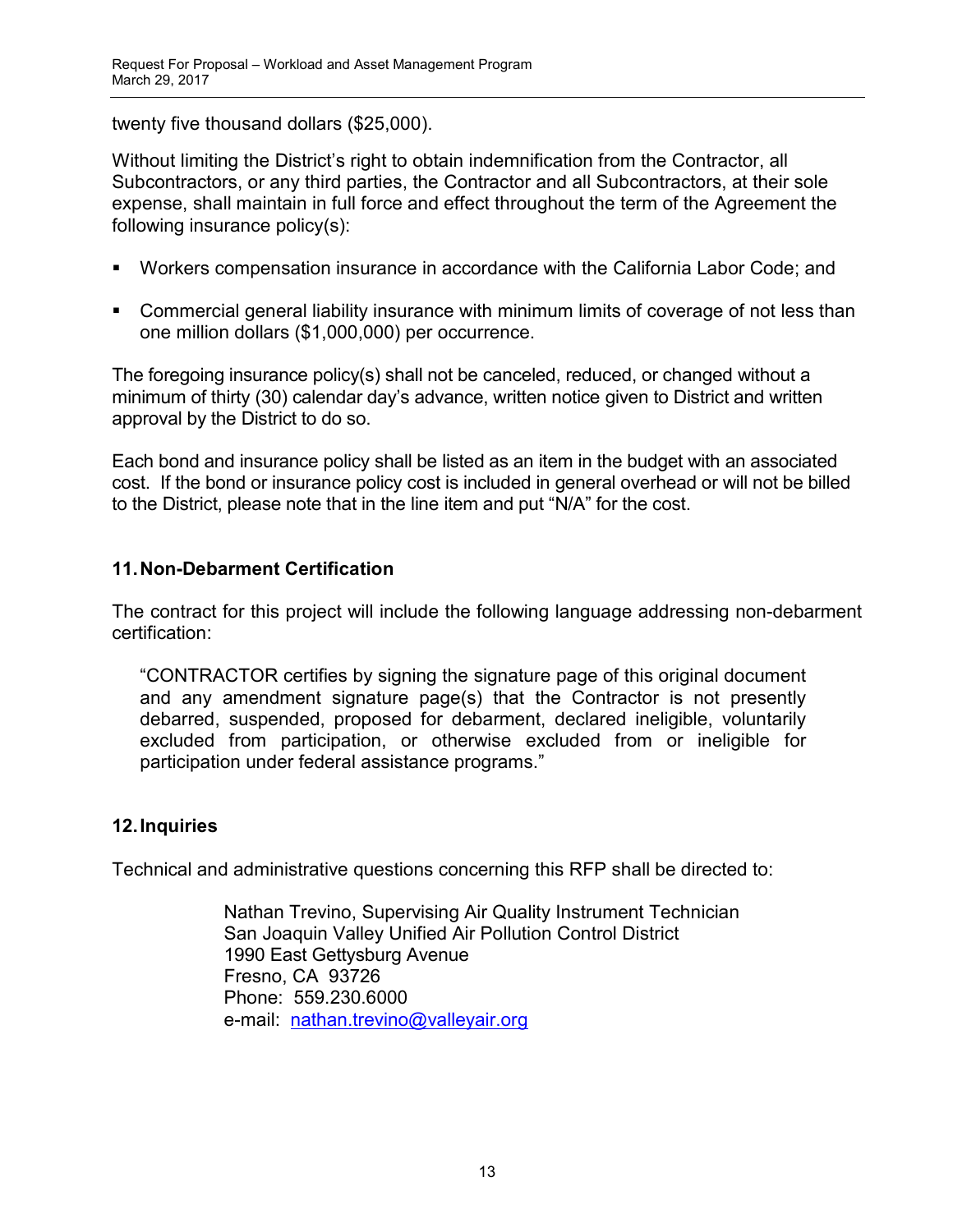twenty five thousand dollars ($25,000).

Without limiting the District's right to obtain indemnification from the Contractor, all Subcontractors, or any third parties, the Contractor and all Subcontractors, at their sole expense, shall maintain in full force and effect throughout the term of the Agreement the following insurance policy(s):

- Workers compensation insurance in accordance with the California Labor Code; and
- Commercial general liability insurance with minimum limits of coverage of not less than one million dollars ($1,000,000) per occurrence.

The foregoing insurance policy(s) shall not be canceled, reduced, or changed without a minimum of thirty (30) calendar day's advance, written notice given to District and written approval by the District to do so.

Each bond and insurance policy shall be listed as an item in the budget with an associated cost. If the bond or insurance policy cost is included in general overhead or will not be billed to the District, please note that in the line item and put "N/A" for the cost.

## 11. Non-Debarment Certification

The contract for this project will include the following language addressing non-debarment certification:

> "CONTRACTOR certifies by signing the signature page of this original document and any amendment signature page(s) that the Contractor is not presently debarred, suspended, proposed for debarment, declared ineligible, voluntarily excluded from participation, or otherwise excluded from or ineligible for participation under federal assistance programs."

## 12. Inquiries

Technical and administrative questions concerning this RFP shall be directed to:

Nathan Trevino, Supervising Air Quality Instrument Technician
San Joaquin Valley Unified Air Pollution Control District
1990 East Gettysburg Avenue
Fresno, CA 93726
Phone: 559.230.6000
e-mail: nathan.trevino@valleyair.org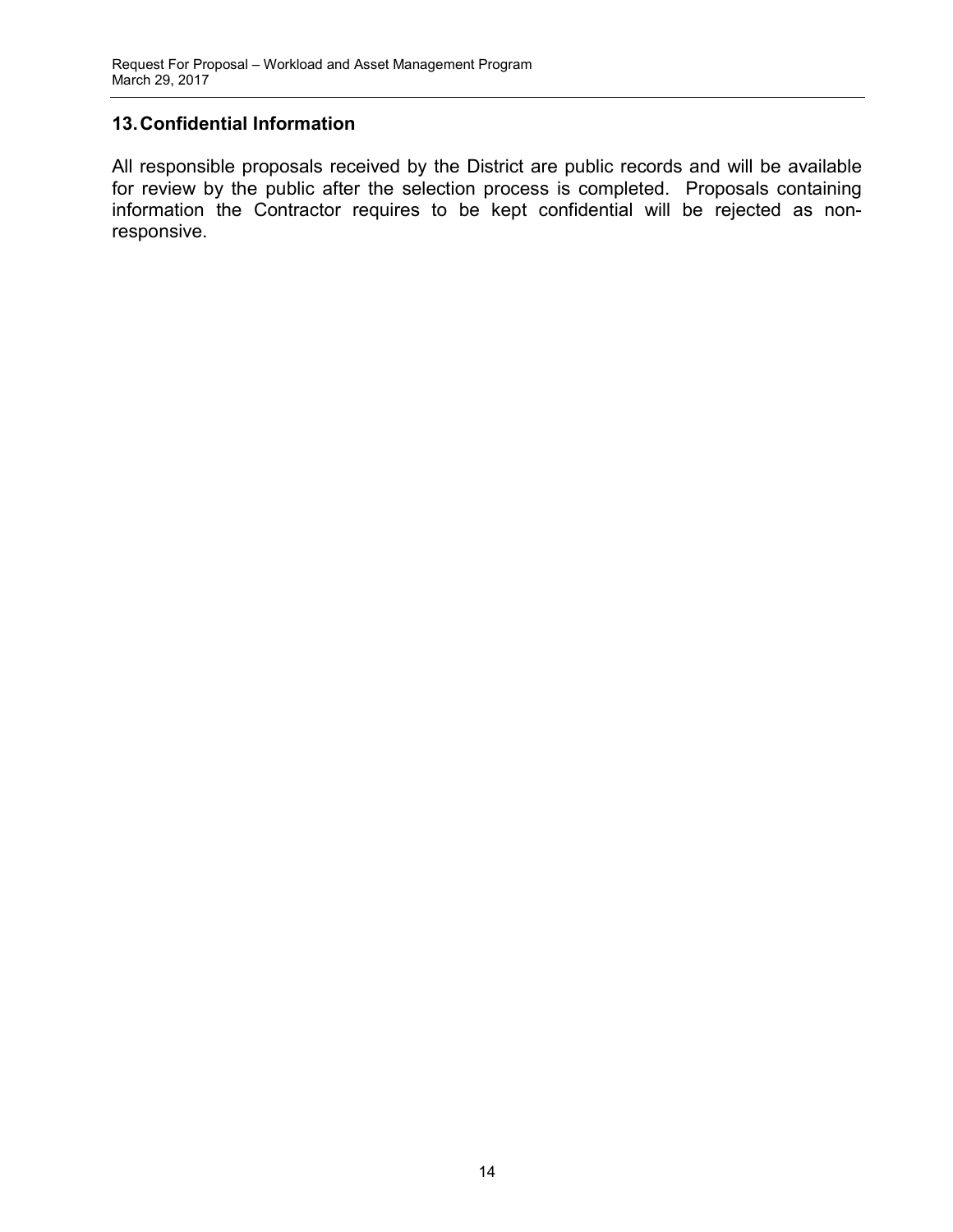## 13. Confidential Information

All responsible proposals received by the District are public records and will be available for review by the public after the selection process is completed. Proposals containing information the Contractor requires to be kept confidential will be rejected as non-responsive.